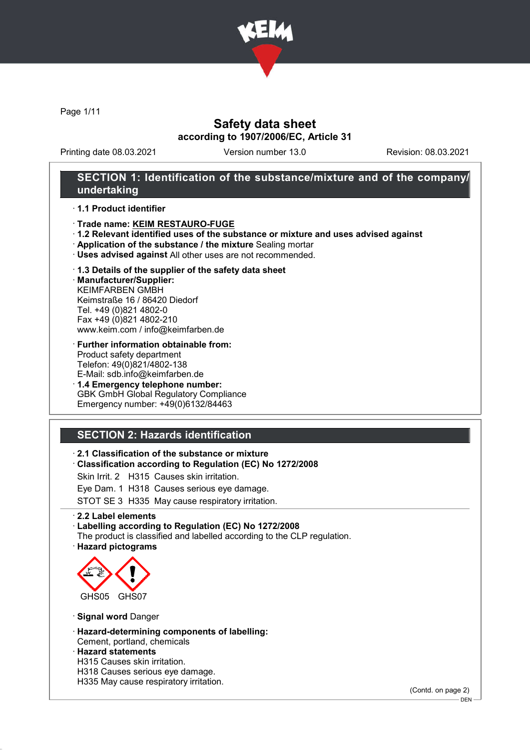# Safety data sheet

**according to 1907/2006/EC, Article 31**

Printing date 08.03.2021 Version number 13.0 Revision: 08.03.2021

## SECTION 1: Identification of the substance/mixture and of the company/undertaking

· **1.1 Product identifier**

· **Trade name: KEIM RESTAURO-FUGE**

· **1.2 Relevant identified uses of the substance or mixture and uses advised against**

· **Application of the substance / the mixture** Sealing mortar

· **Uses advised against** All other uses are not recommended.

· **1.3 Details of the supplier of the safety data sheet**

· **Manufacturer/Supplier:**
KEIMFARBEN GMBH
Keimstraße 16 / 86420 Diedorf
Tel. +49 (0)821 4802-0
Fax +49 (0)821 4802-210
www.keim.com / info@keimfarben.de

· **Further information obtainable from:**
Product safety department
Telefon: 49(0)821/4802-138
E-Mail: sdb.info@keimfarben.de

· **1.4 Emergency telephone number:**
GBK GmbH Global Regulatory Compliance
Emergency number: +49(0)6132/84463

## SECTION 2: Hazards identification

· **2.1 Classification of the substance or mixture**

· **Classification according to Regulation (EC) No 1272/2008**

Skin Irrit. 2 H315 Causes skin irritation.

Eye Dam. 1 H318 Causes serious eye damage.

STOT SE 3 H335 May cause respiratory irritation.

· **2.2 Label elements**

· **Labelling according to Regulation (EC) No 1272/2008**
The product is classified and labelled according to the CLP regulation.

· **Hazard pictograms**

GHS05 GHS07

· **Signal word** Danger

· **Hazard-determining components of labelling:**
Cement, portland, chemicals

· **Hazard statements**
H315 Causes skin irritation.
H318 Causes serious eye damage.
H335 May cause respiratory irritation.

(Contd. on page 2)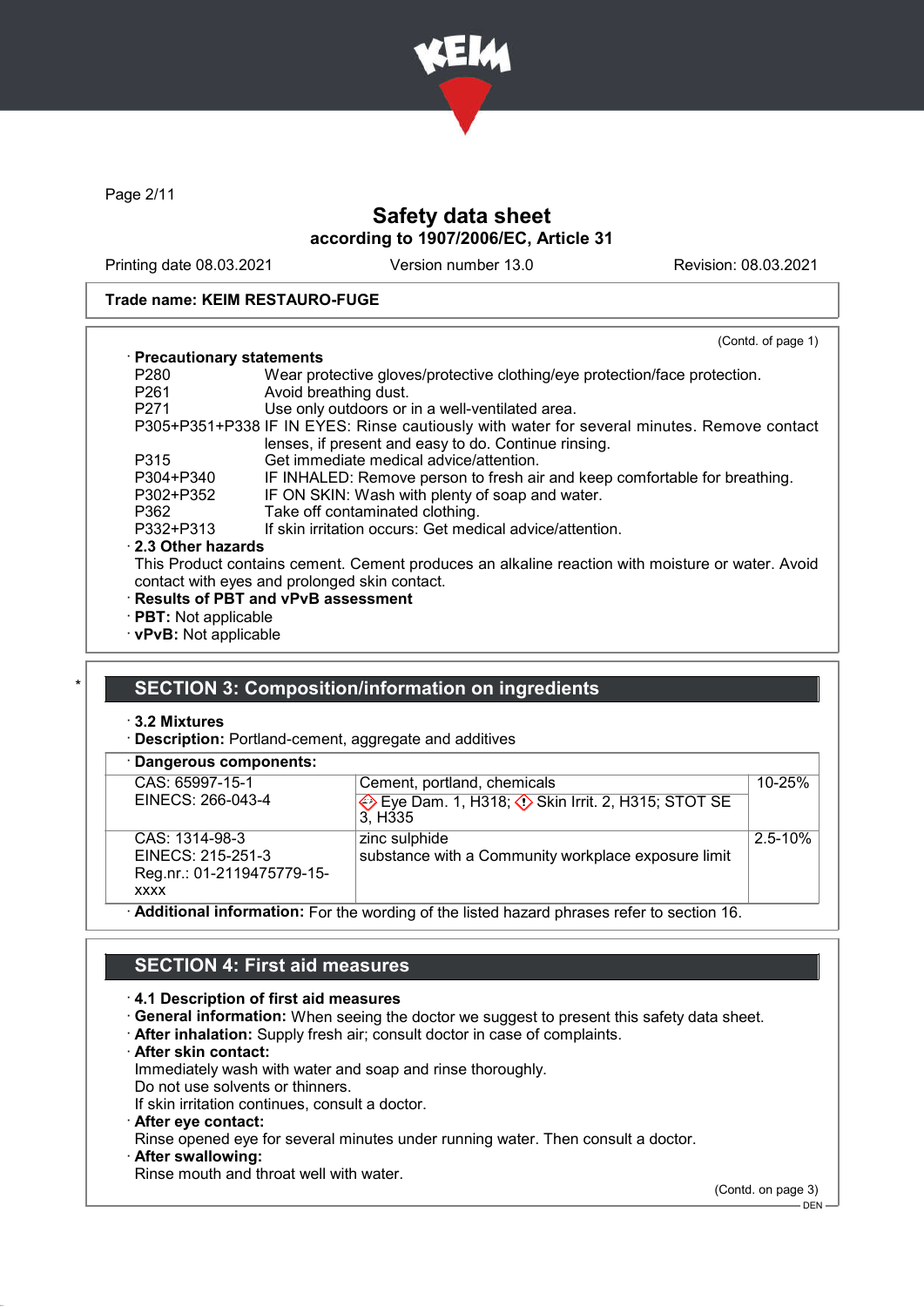Trade name: KEIM RESTAURO-FUGE

(Contd. of page 1)

· **Precautionary statements**

| | |
|---|---|
| P280 | Wear protective gloves/protective clothing/eye protection/face protection. |
| P261 | Avoid breathing dust. |
| P271 | Use only outdoors or in a well-ventilated area. |
| P305+P351+P338 | IF IN EYES: Rinse cautiously with water for several minutes. Remove contact lenses, if present and easy to do. Continue rinsing. |
| P315 | Get immediate medical advice/attention. |
| P304+P340 | IF INHALED: Remove person to fresh air and keep comfortable for breathing. |
| P302+P352 | IF ON SKIN: Wash with plenty of soap and water. |
| P362 | Take off contaminated clothing. |
| P332+P313 | If skin irritation occurs: Get medical advice/attention. |

· **2.3 Other hazards**

This Product contains cement. Cement produces an alkaline reaction with moisture or water. Avoid contact with eyes and prolonged skin contact.

· **Results of PBT and vPvB assessment**

· **PBT:** Not applicable

· **vPvB:** Not applicable

## SECTION 3: Composition/information on ingredients

· **3.2 Mixtures**

· **Description:** Portland-cement, aggregate and additives

· **Dangerous components:**

| | | |
|---|---|---|
| CAS: 65997-15-1<br>EINECS: 266-043-4 | Cement, portland, chemicals<br>Eye Dam. 1, H318; Skin Irrit. 2, H315; STOT SE 3, H335 | 10-25% |
| CAS: 1314-98-3<br>EINECS: 215-251-3<br>Reg.nr.: 01-2119475779-15-xxxx | zinc sulphide<br>substance with a Community workplace exposure limit | 2.5-10% |

· **Additional information:** For the wording of the listed hazard phrases refer to section 16.

## SECTION 4: First aid measures

· **4.1 Description of first aid measures**

· **General information:** When seeing the doctor we suggest to present this safety data sheet.

· **After inhalation:** Supply fresh air; consult doctor in case of complaints.

· **After skin contact:**

Immediately wash with water and soap and rinse thoroughly.

Do not use solvents or thinners.

If skin irritation continues, consult a doctor.

· **After eye contact:**

Rinse opened eye for several minutes under running water. Then consult a doctor.

· **After swallowing:**

Rinse mouth and throat well with water.

(Contd. on page 3)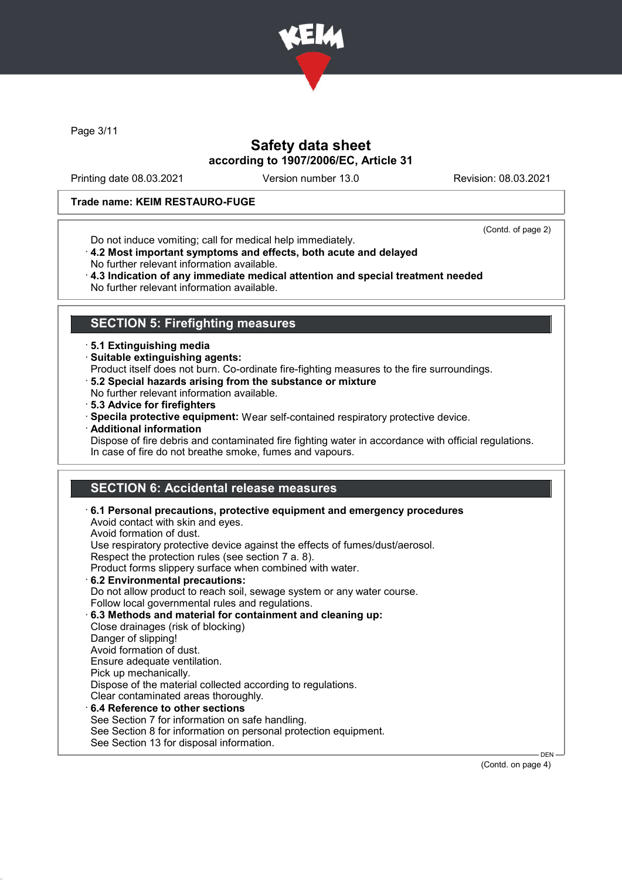**Trade name: KEIM RESTAURO-FUGE**

(Contd. of page 2)

Do not induce vomiting; call for medical help immediately.

· **4.2 Most important symptoms and effects, both acute and delayed**
No further relevant information available.

· **4.3 Indication of any immediate medical attention and special treatment needed**
No further relevant information available.

## SECTION 5: Firefighting measures

· **5.1 Extinguishing media**

· **Suitable extinguishing agents:**
Product itself does not burn. Co-ordinate fire-fighting measures to the fire surroundings.

· **5.2 Special hazards arising from the substance or mixture**
No further relevant information available.

· **5.3 Advice for firefighters**

· **Specila protective equipment:** Wear self-contained respiratory protective device.

· **Additional information**
Dispose of fire debris and contaminated fire fighting water in accordance with official regulations.
In case of fire do not breathe smoke, fumes and vapours.

## SECTION 6: Accidental release measures

· **6.1 Personal precautions, protective equipment and emergency procedures**
Avoid contact with skin and eyes.
Avoid formation of dust.
Use respiratory protective device against the effects of fumes/dust/aerosol.
Respect the protection rules (see section 7 a. 8).
Product forms slippery surface when combined with water.

· **6.2 Environmental precautions:**
Do not allow product to reach soil, sewage system or any water course.
Follow local governmental rules and regulations.

· **6.3 Methods and material for containment and cleaning up:**
Close drainages (risk of blocking)
Danger of slipping!
Avoid formation of dust.
Ensure adequate ventilation.
Pick up mechanically.
Dispose of the material collected according to regulations.
Clear contaminated areas thoroughly.

· **6.4 Reference to other sections**
See Section 7 for information on safe handling.
See Section 8 for information on personal protection equipment.
See Section 13 for disposal information.

(Contd. on page 4)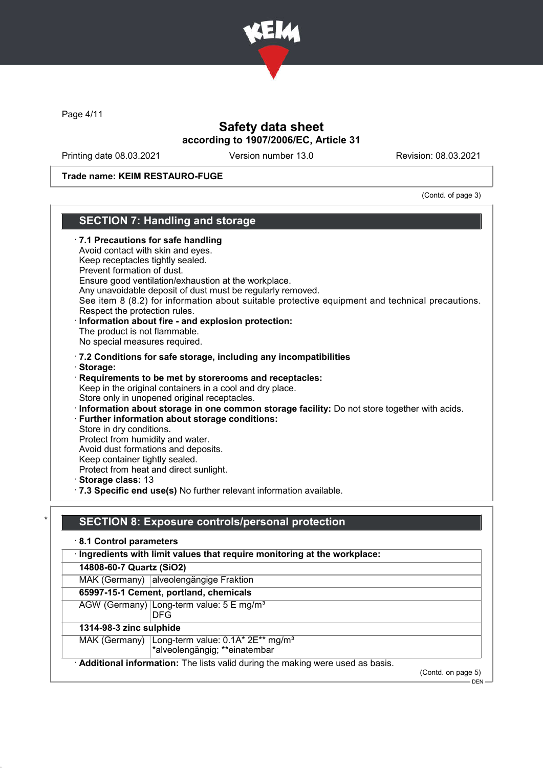**Trade name: KEIM RESTAURO-FUGE**

(Contd. of page 3)

## SECTION 7: Handling and storage

· **7.1 Precautions for safe handling**
Avoid contact with skin and eyes.
Keep receptacles tightly sealed.
Prevent formation of dust.
Ensure good ventilation/exhaustion at the workplace.
Any unavoidable deposit of dust must be regularly removed.
See item 8 (8.2) for information about suitable protective equipment and technical precautions.
Respect the protection rules.

· **Information about fire - and explosion protection:**
The product is not flammable.
No special measures required.

· **7.2 Conditions for safe storage, including any incompatibilities**
· **Storage:**
· **Requirements to be met by storerooms and receptacles:**
Keep in the original containers in a cool and dry place.
Store only in unopened original receptacles.
· **Information about storage in one common storage facility:** Do not store together with acids.
· **Further information about storage conditions:**
Store in dry conditions.
Protect from humidity and water.
Avoid dust formations and deposits.
Keep container tightly sealed.
Protect from heat and direct sunlight.
· **Storage class:** 13
· **7.3 Specific end use(s)** No further relevant information available.

## SECTION 8: Exposure controls/personal protection

· **8.1 Control parameters**

| · **Ingredients with limit values that require monitoring at the workplace:** | |
|---|---|
| **14808-60-7 Quartz (SiO2)** | |
| MAK (Germany) | alveolengängige Fraktion |
| **65997-15-1 Cement, portland, chemicals** | |
| AGW (Germany) | Long-term value: 5 E mg/m³<br>DFG |
| **1314-98-3 zinc sulphide** | |
| MAK (Germany) | Long-term value: 0.1A* 2E** mg/m³<br>*alveolengängig; **einatembar |

· **Additional information:** The lists valid during the making were used as basis.

(Contd. on page 5)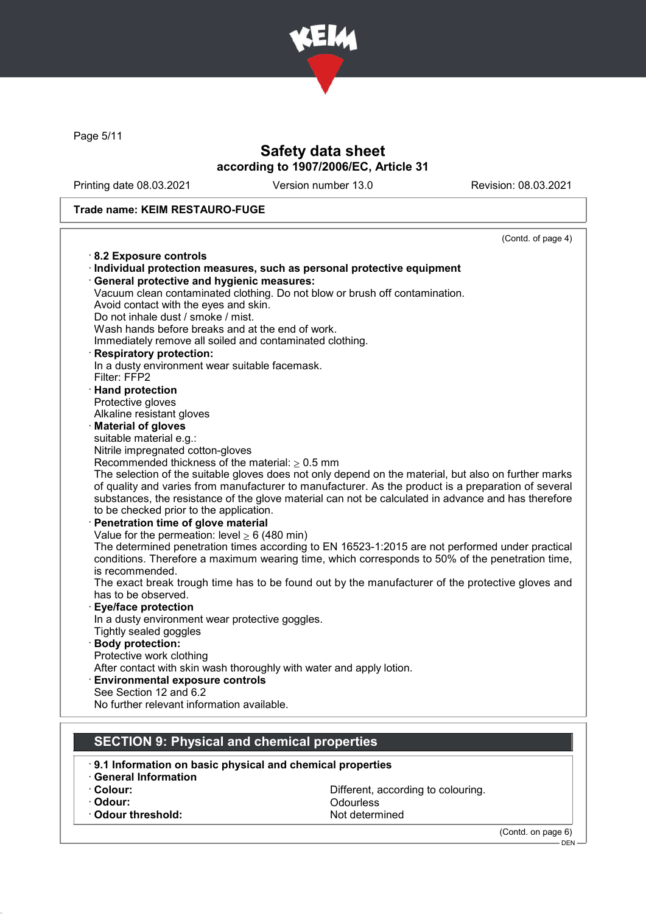Safety data sheet
according to 1907/2006/EC, Article 31

Printing date 08.03.2021 | Version number 13.0 | Revision: 08.03.2021

**Trade name: KEIM RESTAURO-FUGE**

(Contd. of page 4)

· **8.2 Exposure controls**
· **Individual protection measures, such as personal protective equipment**
· **General protective and hygienic measures:**
Vacuum clean contaminated clothing. Do not blow or brush off contamination.
Avoid contact with the eyes and skin.
Do not inhale dust / smoke / mist.
Wash hands before breaks and at the end of work.
Immediately remove all soiled and contaminated clothing.
· **Respiratory protection:**
In a dusty environment wear suitable facemask.
Filter: FFP2
· **Hand protection**
Protective gloves
Alkaline resistant gloves
· **Material of gloves**
suitable material e.g.:
Nitrile impregnated cotton-gloves
Recommended thickness of the material: $\geq$ 0.5 mm
The selection of the suitable gloves does not only depend on the material, but also on further marks of quality and varies from manufacturer to manufacturer. As the product is a preparation of several substances, the resistance of the glove material can not be calculated in advance and has therefore to be checked prior to the application.
· **Penetration time of glove material**
Value for the permeation: level $\geq$ 6 (480 min)
The determined penetration times according to EN 16523-1:2015 are not performed under practical conditions. Therefore a maximum wearing time, which corresponds to 50% of the penetration time, is recommended.
The exact break trough time has to be found out by the manufacturer of the protective gloves and has to be observed.
· **Eye/face protection**
In a dusty environment wear protective goggles.
Tightly sealed goggles
· **Body protection:**
Protective work clothing
After contact with skin wash thoroughly with water and apply lotion.
· **Environmental exposure controls**
See Section 12 and 6.2
No further relevant information available.

## SECTION 9: Physical and chemical properties

· **9.1 Information on basic physical and chemical properties**
· **General Information**

| | |
|---|---|
| · **Colour:** | Different, according to colouring. |
| · **Odour:** | Odourless |
| · **Odour threshold:** | Not determined |

(Contd. on page 6)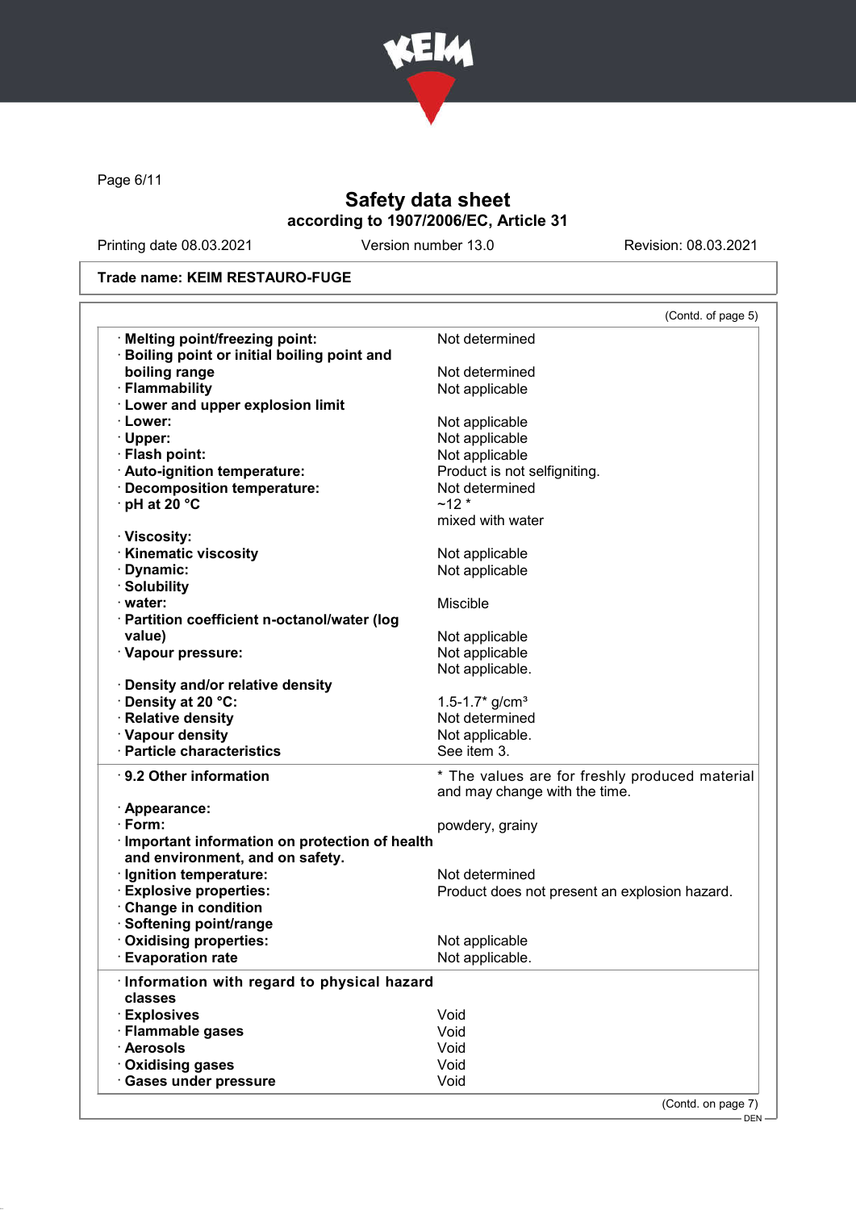Safety data sheet
according to 1907/2006/EC, Article 31

Printing date 08.03.2021 | Version number 13.0 | Revision: 08.03.2021

**Trade name: KEIM RESTAURO-FUGE**

(Contd. of page 5)

| | |
|---|---|
| · **Melting point/freezing point:** | Not determined |
| · **Boiling point or initial boiling point and boiling range** | Not determined |
| · **Flammability** | Not applicable |
| · **Lower and upper explosion limit** | |
| · **Lower:** | Not applicable |
| · **Upper:** | Not applicable |
| · **Flash point:** | Not applicable |
| · **Auto-ignition temperature:** | Product is not selfigniting. |
| · **Decomposition temperature:** | Not determined |
| · **pH at 20 °C** | ~12 * mixed with water |
| · **Viscosity:** | |
| · **Kinematic viscosity** | Not applicable |
| · **Dynamic:** | Not applicable |
| · **Solubility** | |
| · **water:** | Miscible |
| · **Partition coefficient n-octanol/water (log value)** | Not applicable |
| · **Vapour pressure:** | Not applicable<br>Not applicable. |
| · **Density and/or relative density** | |
| · **Density at 20 °C:** | 1.5-1.7* g/cm³ |
| · **Relative density** | Not determined |
| · **Vapour density** | Not applicable. |
| · **Particle characteristics** | See item 3. |

| | |
|---|---|
| · **9.2 Other information** | * The values are for freshly produced material and may change with the time. |
| · **Appearance:** | |
| · **Form:** | powdery, grainy |
| · **Important information on protection of health and environment, and on safety.** | |
| · **Ignition temperature:** | Not determined |
| · **Explosive properties:** | Product does not present an explosion hazard. |
| · **Change in condition** | |
| · **Softening point/range** | |
| · **Oxidising properties:** | Not applicable |
| · **Evaporation rate** | Not applicable. |

| | |
|---|---|
| · **Information with regard to physical hazard classes** | |
| · **Explosives** | Void |
| · **Flammable gases** | Void |
| · **Aerosols** | Void |
| · **Oxidising gases** | Void |
| · **Gases under pressure** | Void |

(Contd. on page 7)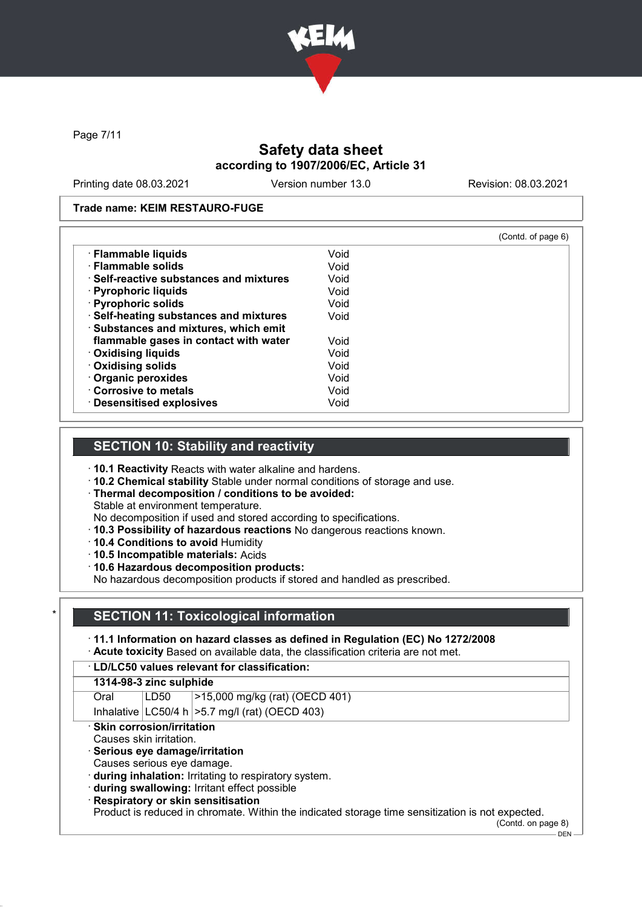**Trade name: KEIM RESTAURO-FUGE**

(Contd. of page 6)

| | |
|---|---|
| · **Flammable liquids** | Void |
| · **Flammable solids** | Void |
| · **Self-reactive substances and mixtures** | Void |
| · **Pyrophoric liquids** | Void |
| · **Pyrophoric solids** | Void |
| · **Self-heating substances and mixtures** | Void |
| · **Substances and mixtures, which emit flammable gases in contact with water** | Void |
| · **Oxidising liquids** | Void |
| · **Oxidising solids** | Void |
| · **Organic peroxides** | Void |
| · **Corrosive to metals** | Void |
| · **Desensitised explosives** | Void |

## SECTION 10: Stability and reactivity

· **10.1 Reactivity** Reacts with water alkaline and hardens.
· **10.2 Chemical stability** Stable under normal conditions of storage and use.
· **Thermal decomposition / conditions to be avoided:**
Stable at environment temperature.
No decomposition if used and stored according to specifications.
· **10.3 Possibility of hazardous reactions** No dangerous reactions known.
· **10.4 Conditions to avoid** Humidity
· **10.5 Incompatible materials:** Acids
· **10.6 Hazardous decomposition products:**
No hazardous decomposition products if stored and handled as prescribed.

## SECTION 11: Toxicological information

· **11.1 Information on hazard classes as defined in Regulation (EC) No 1272/2008**
· **Acute toxicity** Based on available data, the classification criteria are not met.

| · **LD/LC50 values relevant for classification:** | | |
|---|---|---|
| **1314-98-3 zinc sulphide** | | |
| Oral | LD50 | >15,000 mg/kg (rat) (OECD 401) |
| Inhalative | LC50/4 h | >5.7 mg/l (rat) (OECD 403) |

· **Skin corrosion/irritation**
Causes skin irritation.
· **Serious eye damage/irritation**
Causes serious eye damage.
· **during inhalation:** Irritating to respiratory system.
· **during swallowing:** Irritant effect possible
· **Respiratory or skin sensitisation**
Product is reduced in chromate. Within the indicated storage time sensitization is not expected.

(Contd. on page 8)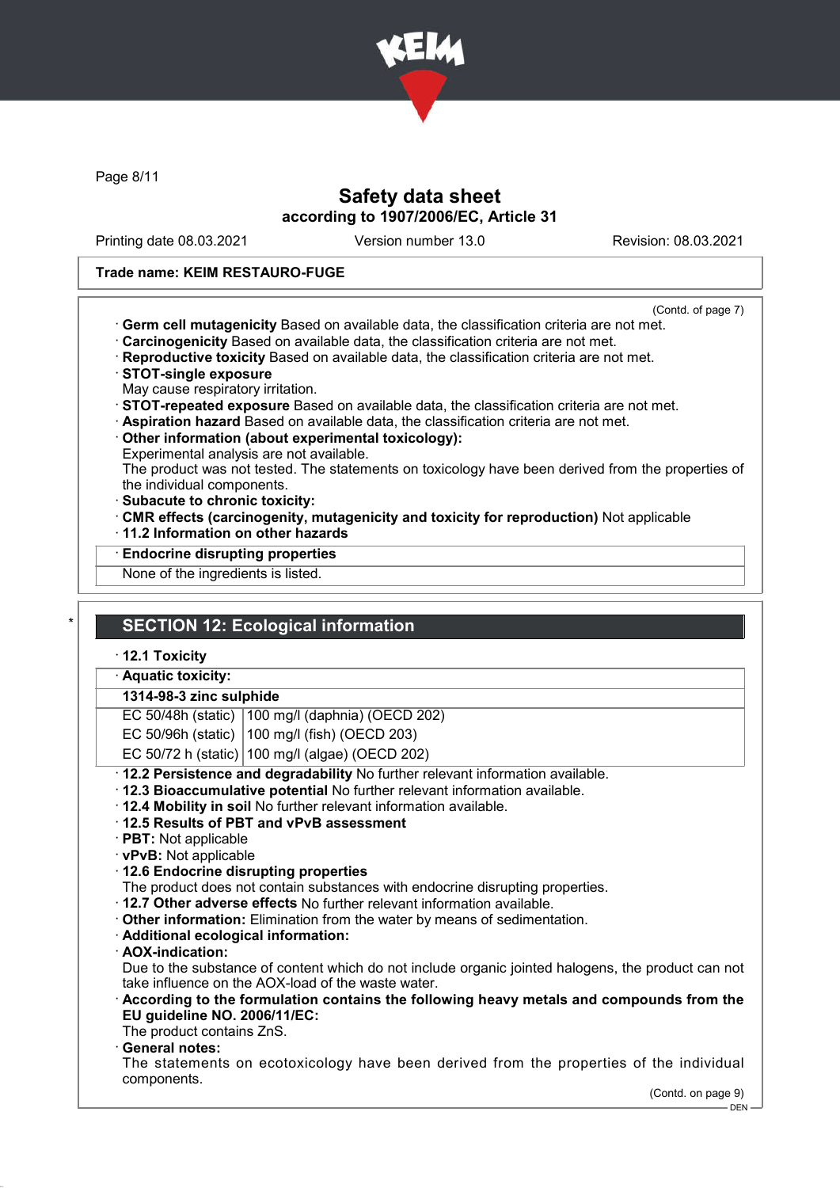Trade name: KEIM RESTAURO-FUGE

(Contd. of page 7)

· **Germ cell mutagenicity** Based on available data, the classification criteria are not met.
· **Carcinogenicity** Based on available data, the classification criteria are not met.
· **Reproductive toxicity** Based on available data, the classification criteria are not met.
· **STOT-single exposure**
May cause respiratory irritation.
· **STOT-repeated exposure** Based on available data, the classification criteria are not met.
· **Aspiration hazard** Based on available data, the classification criteria are not met.
· **Other information (about experimental toxicology):**
Experimental analysis are not available.
The product was not tested. The statements on toxicology have been derived from the properties of the individual components.
· **Subacute to chronic toxicity:**
· **CMR effects (carcinogenity, mutagenicity and toxicity for reproduction)** Not applicable
· **11.2 Information on other hazards**

· **Endocrine disrupting properties**

None of the ingredients is listed.

## SECTION 12: Ecological information

· **12.1 Toxicity**

· **Aquatic toxicity:**

| **1314-98-3 zinc sulphide** | |
|---|---|
| EC 50/48h (static) | 100 mg/l (daphnia) (OECD 202) |
| EC 50/96h (static) | 100 mg/l (fish) (OECD 203) |
| EC 50/72 h (static) | 100 mg/l (algae) (OECD 202) |

· **12.2 Persistence and degradability** No further relevant information available.
· **12.3 Bioaccumulative potential** No further relevant information available.
· **12.4 Mobility in soil** No further relevant information available.
· **12.5 Results of PBT and vPvB assessment**
· **PBT:** Not applicable
· **vPvB:** Not applicable
· **12.6 Endocrine disrupting properties**
The product does not contain substances with endocrine disrupting properties.
· **12.7 Other adverse effects** No further relevant information available.
· **Other information:** Elimination from the water by means of sedimentation.
· **Additional ecological information:**
· **AOX-indication:**
Due to the substance of content which do not include organic jointed halogens, the product can not take influence on the AOX-load of the waste water.
· **According to the formulation contains the following heavy metals and compounds from the EU guideline NO. 2006/11/EC:**
The product contains ZnS.
· **General notes:**
The statements on ecotoxicology have been derived from the properties of the individual components.

(Contd. on page 9)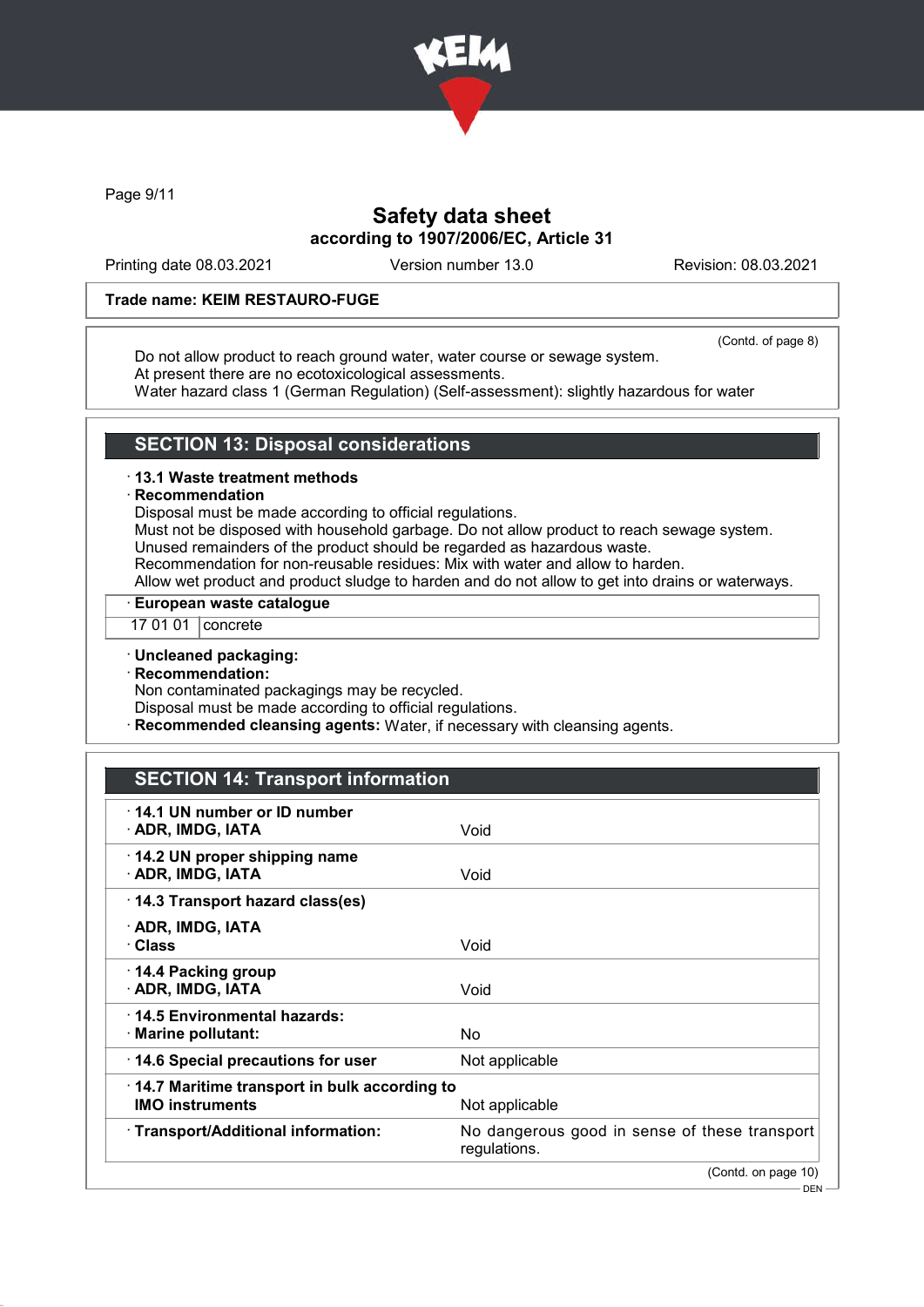**Trade name: KEIM RESTAURO-FUGE**

(Contd. of page 8)

Do not allow product to reach ground water, water course or sewage system.
At present there are no ecotoxicological assessments.
Water hazard class 1 (German Regulation) (Self-assessment): slightly hazardous for water

## SECTION 13: Disposal considerations

· **13.1 Waste treatment methods**
· **Recommendation**
Disposal must be made according to official regulations.
Must not be disposed with household garbage. Do not allow product to reach sewage system.
Unused remainders of the product should be regarded as hazardous waste.
Recommendation for non-reusable residues: Mix with water and allow to harden.
Allow wet product and product sludge to harden and do not allow to get into drains or waterways.

| · **European waste catalogue** | |
|---|---|
| 17 01 01 | concrete |

· **Uncleaned packaging:**
· **Recommendation:**
Non contaminated packagings may be recycled.
Disposal must be made according to official regulations.
· **Recommended cleansing agents:** Water, if necessary with cleansing agents.

## SECTION 14: Transport information

| | |
|---|---|
| · **14.1 UN number or ID number**<br>· **ADR, IMDG, IATA** | Void |
| · **14.2 UN proper shipping name**<br>· **ADR, IMDG, IATA** | Void |
| · **14.3 Transport hazard class(es)**<br>· **ADR, IMDG, IATA**<br>· **Class** | Void |
| · **14.4 Packing group**<br>· **ADR, IMDG, IATA** | Void |
| · **14.5 Environmental hazards:**<br>· **Marine pollutant:** | No |
| · **14.6 Special precautions for user** | Not applicable |
| · **14.7 Maritime transport in bulk according to IMO instruments** | Not applicable |
| · **Transport/Additional information:** | No dangerous good in sense of these transport regulations. |

(Contd. on page 10)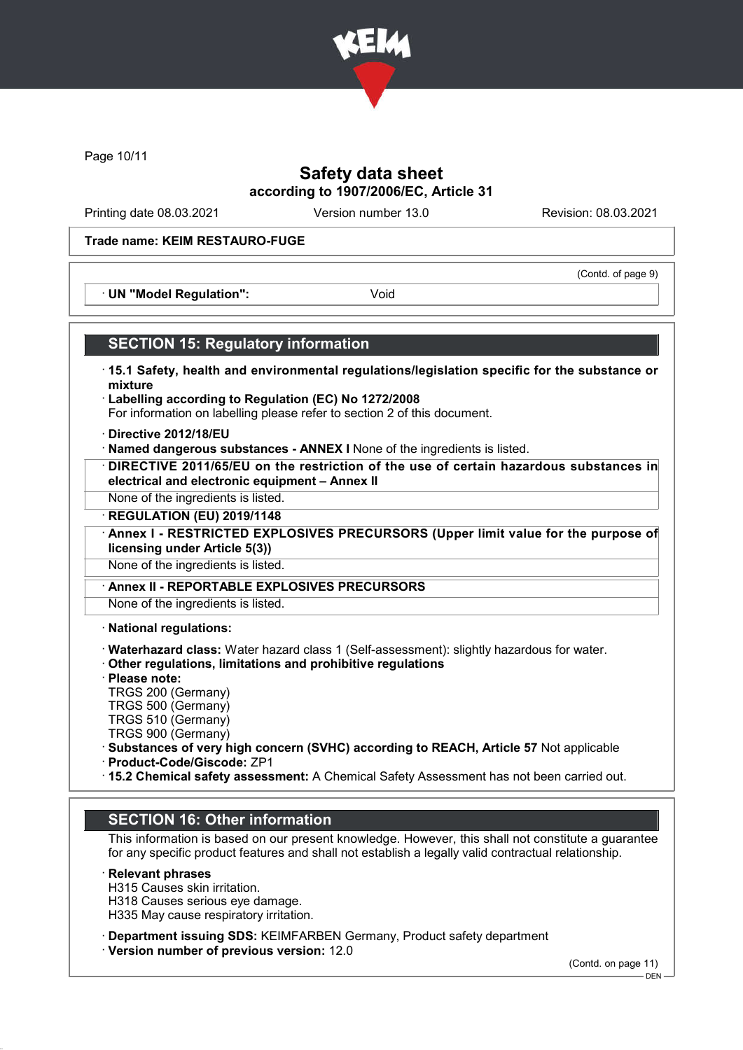Trade name: KEIM RESTAURO-FUGE

(Contd. of page 9)

· UN "Model Regulation": Void

## SECTION 15: Regulatory information

· **15.1 Safety, health and environmental regulations/legislation specific for the substance or mixture**
· **Labelling according to Regulation (EC) No 1272/2008**
For information on labelling please refer to section 2 of this document.

· **Directive 2012/18/EU**
· **Named dangerous substances - ANNEX I** None of the ingredients is listed.
· **DIRECTIVE 2011/65/EU on the restriction of the use of certain hazardous substances in electrical and electronic equipment – Annex II**
None of the ingredients is listed.
· **REGULATION (EU) 2019/1148**
· **Annex I - RESTRICTED EXPLOSIVES PRECURSORS (Upper limit value for the purpose of licensing under Article 5(3))**
None of the ingredients is listed.
· **Annex II - REPORTABLE EXPLOSIVES PRECURSORS**
None of the ingredients is listed.

· **National regulations:**

· **Waterhazard class:** Water hazard class 1 (Self-assessment): slightly hazardous for water.
· **Other regulations, limitations and prohibitive regulations**
· **Please note:**
TRGS 200 (Germany)
TRGS 500 (Germany)
TRGS 510 (Germany)
TRGS 900 (Germany)
· **Substances of very high concern (SVHC) according to REACH, Article 57** Not applicable
· **Product-Code/Giscode:** ZP1
· **15.2 Chemical safety assessment:** A Chemical Safety Assessment has not been carried out.

## SECTION 16: Other information

This information is based on our present knowledge. However, this shall not constitute a guarantee for any specific product features and shall not establish a legally valid contractual relationship.

· **Relevant phrases**
H315 Causes skin irritation.
H318 Causes serious eye damage.
H335 May cause respiratory irritation.

· **Department issuing SDS:** KEIMFARBEN Germany, Product safety department
· **Version number of previous version:** 12.0

(Contd. on page 11)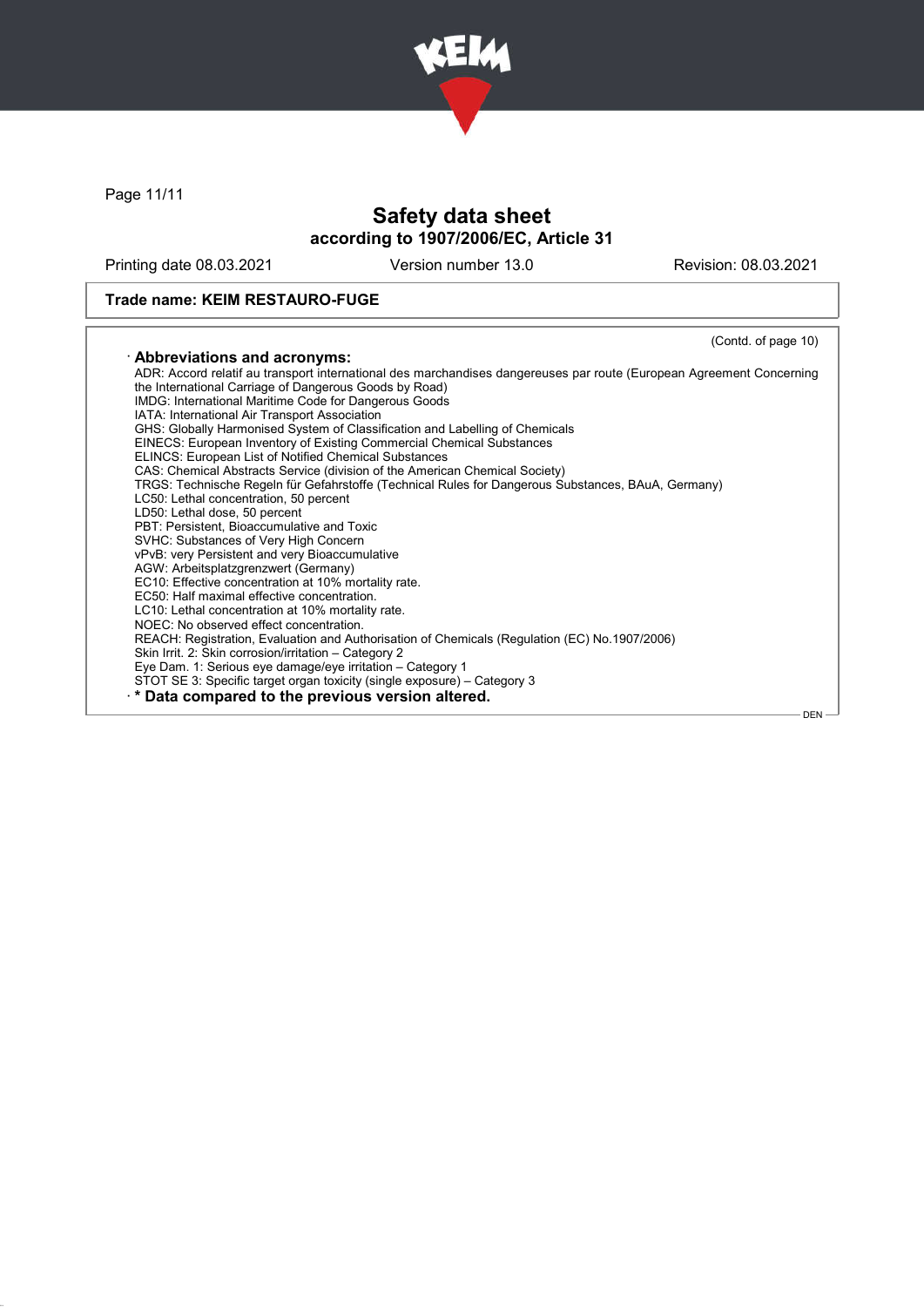# Safety data sheet
## according to 1907/2006/EC, Article 31

Printing date 08.03.2021 Version number 13.0 Revision: 08.03.2021

**Trade name: KEIM RESTAURO-FUGE**

(Contd. of page 10)

· **Abbreviations and acronyms:**

ADR: Accord relatif au transport international des marchandises dangereuses par route (European Agreement Concerning the International Carriage of Dangerous Goods by Road)
IMDG: International Maritime Code for Dangerous Goods
IATA: International Air Transport Association
GHS: Globally Harmonised System of Classification and Labelling of Chemicals
EINECS: European Inventory of Existing Commercial Chemical Substances
ELINCS: European List of Notified Chemical Substances
CAS: Chemical Abstracts Service (division of the American Chemical Society)
TRGS: Technische Regeln für Gefahrstoffe (Technical Rules for Dangerous Substances, BAuA, Germany)
LC50: Lethal concentration, 50 percent
LD50: Lethal dose, 50 percent
PBT: Persistent, Bioaccumulative and Toxic
SVHC: Substances of Very High Concern
vPvB: very Persistent and very Bioaccumulative
AGW: Arbeitsplatzgrenzwert (Germany)
EC10: Effective concentration at 10% mortality rate.
EC50: Half maximal effective concentration.
LC10: Lethal concentration at 10% mortality rate.
NOEC: No observed effect concentration.
REACH: Registration, Evaluation and Authorisation of Chemicals (Regulation (EC) No.1907/2006)
Skin Irrit. 2: Skin corrosion/irritation – Category 2
Eye Dam. 1: Serious eye damage/eye irritation – Category 1
STOT SE 3: Specific target organ toxicity (single exposure) – Category 3

· **\* Data compared to the previous version altered.**

DEN